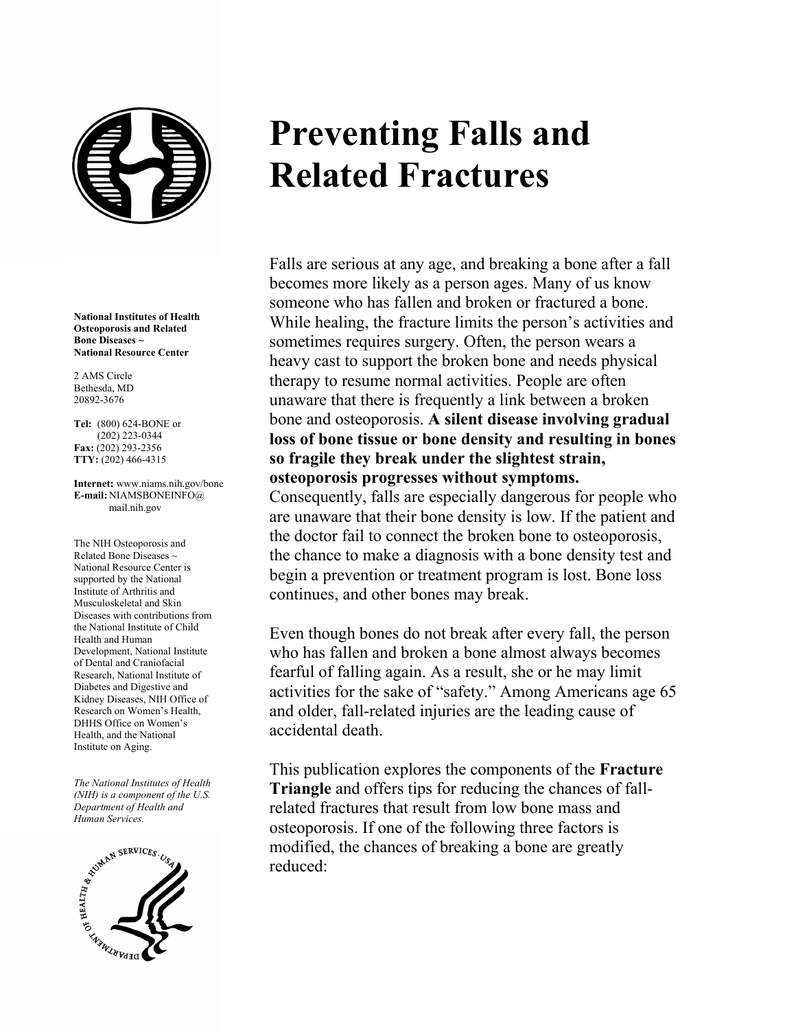# Preventing Falls and Related Fractures

**National Institutes of Health Osteoporosis and Related Bone Diseases ~ National Resource Center**

2 AMS Circle
Bethesda, MD
20892-3676

**Tel:** (800) 624-BONE or (202) 223-0344
**Fax:** (202) 293-2356
**TTY:** (202) 466-4315

**Internet:** www.niams.nih.gov/bone
**E-mail:** NIAMSBONEINFO@mail.nih.gov

The NIH Osteoporosis and Related Bone Diseases ~ National Resource Center is supported by the National Institute of Arthritis and Musculoskeletal and Skin Diseases with contributions from the National Institute of Child Health and Human Development, National Institute of Dental and Craniofacial Research, National Institute of Diabetes and Digestive and Kidney Diseases, NIH Office of Research on Women's Health, DHHS Office on Women's Health, and the National Institute on Aging.

*The National Institutes of Health (NIH) is a component of the U.S. Department of Health and Human Services.*

Falls are serious at any age, and breaking a bone after a fall becomes more likely as a person ages. Many of us know someone who has fallen and broken or fractured a bone. While healing, the fracture limits the person's activities and sometimes requires surgery. Often, the person wears a heavy cast to support the broken bone and needs physical therapy to resume normal activities. People are often unaware that there is frequently a link between a broken bone and osteoporosis. **A silent disease involving gradual loss of bone tissue or bone density and resulting in bones so fragile they break under the slightest strain, osteoporosis progresses without symptoms.** Consequently, falls are especially dangerous for people who are unaware that their bone density is low. If the patient and the doctor fail to connect the broken bone to osteoporosis, the chance to make a diagnosis with a bone density test and begin a prevention or treatment program is lost. Bone loss continues, and other bones may break.

Even though bones do not break after every fall, the person who has fallen and broken a bone almost always becomes fearful of falling again. As a result, she or he may limit activities for the sake of "safety." Among Americans age 65 and older, fall-related injuries are the leading cause of accidental death.

This publication explores the components of the **Fracture Triangle** and offers tips for reducing the chances of fall-related fractures that result from low bone mass and osteoporosis. If one of the following three factors is modified, the chances of breaking a bone are greatly reduced: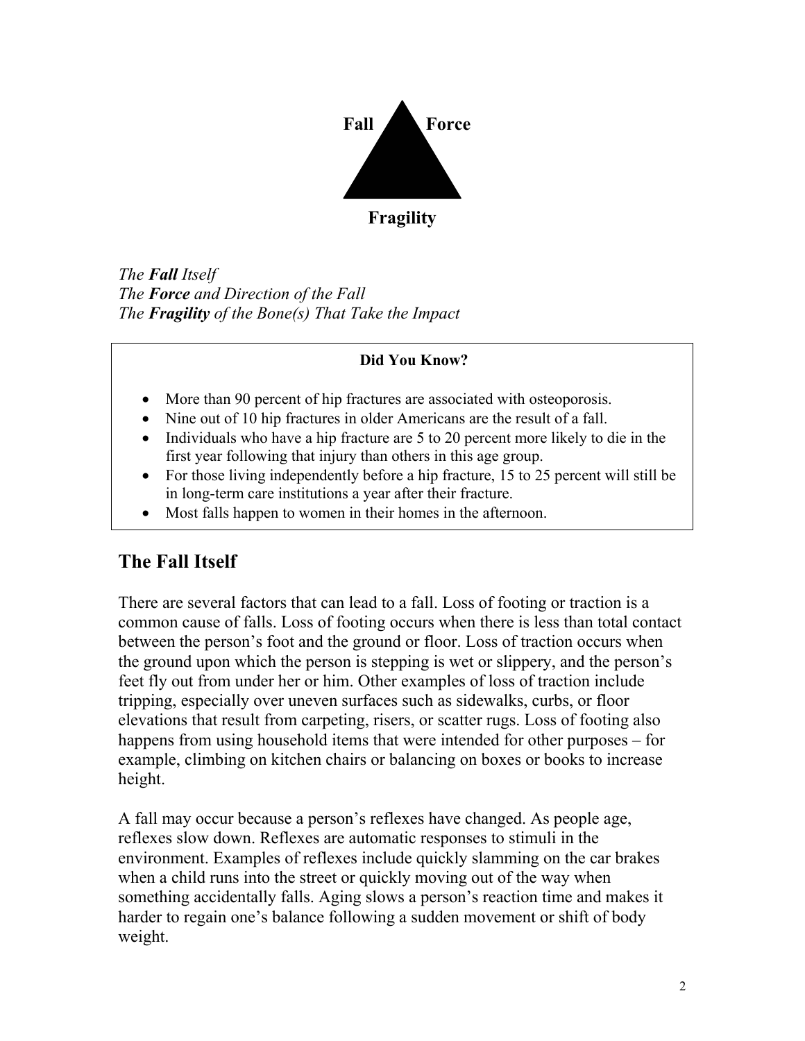Fall Force

Fragility

*The **Fall** Itself*
*The **Force** and Direction of the Fall*
*The **Fragility** of the Bone(s) That Take the Impact*

**Did You Know?**

- More than 90 percent of hip fractures are associated with osteoporosis.
- Nine out of 10 hip fractures in older Americans are the result of a fall.
- Individuals who have a hip fracture are 5 to 20 percent more likely to die in the first year following that injury than others in this age group.
- For those living independently before a hip fracture, 15 to 25 percent will still be in long-term care institutions a year after their fracture.
- Most falls happen to women in their homes in the afternoon.

## The Fall Itself

There are several factors that can lead to a fall. Loss of footing or traction is a common cause of falls. Loss of footing occurs when there is less than total contact between the person's foot and the ground or floor. Loss of traction occurs when the ground upon which the person is stepping is wet or slippery, and the person's feet fly out from under her or him. Other examples of loss of traction include tripping, especially over uneven surfaces such as sidewalks, curbs, or floor elevations that result from carpeting, risers, or scatter rugs. Loss of footing also happens from using household items that were intended for other purposes – for example, climbing on kitchen chairs or balancing on boxes or books to increase height.

A fall may occur because a person's reflexes have changed. As people age, reflexes slow down. Reflexes are automatic responses to stimuli in the environment. Examples of reflexes include quickly slamming on the car brakes when a child runs into the street or quickly moving out of the way when something accidentally falls. Aging slows a person's reaction time and makes it harder to regain one's balance following a sudden movement or shift of body weight.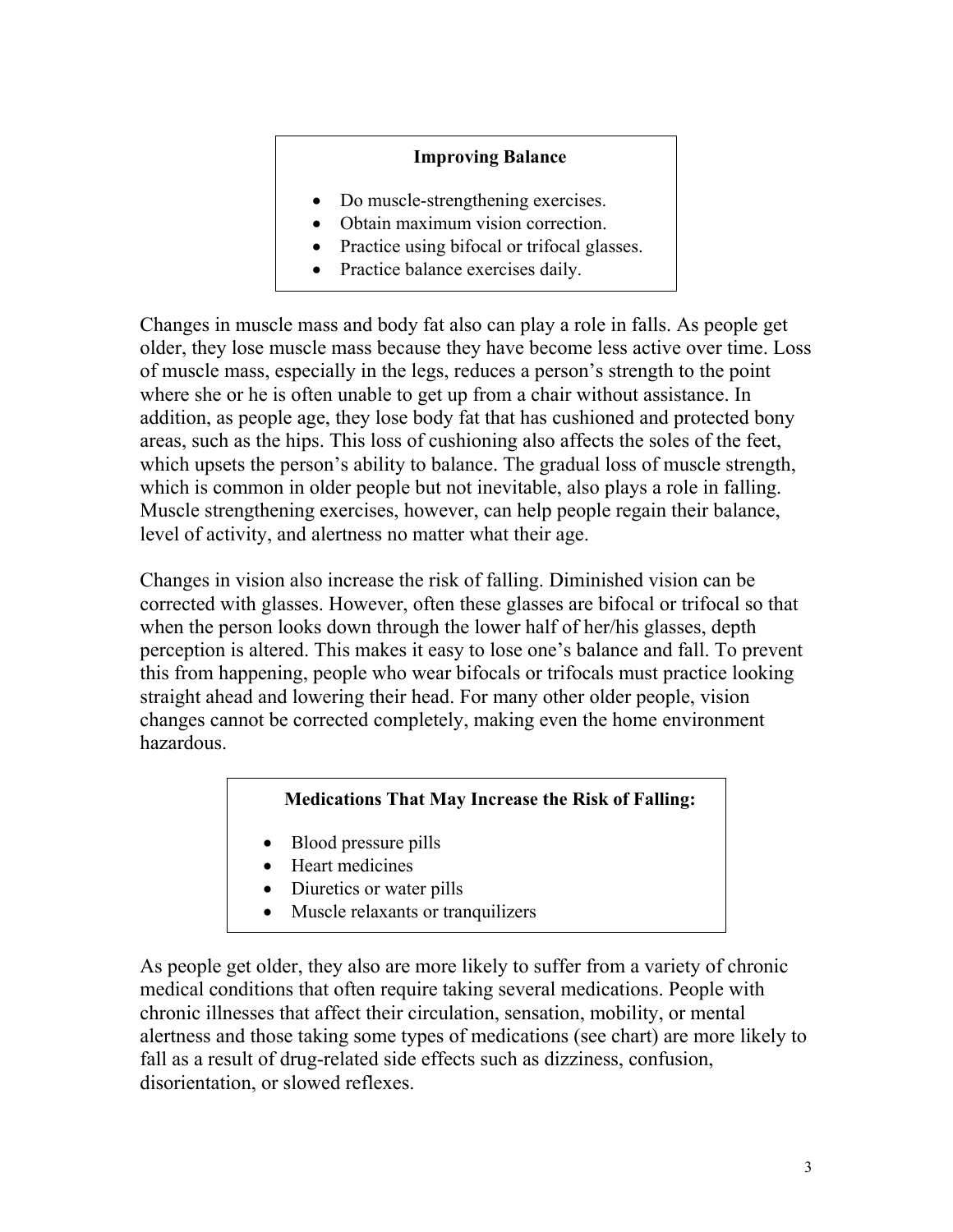**Improving Balance**

- Do muscle-strengthening exercises.
- Obtain maximum vision correction.
- Practice using bifocal or trifocal glasses.
- Practice balance exercises daily.

Changes in muscle mass and body fat also can play a role in falls. As people get older, they lose muscle mass because they have become less active over time. Loss of muscle mass, especially in the legs, reduces a person's strength to the point where she or he is often unable to get up from a chair without assistance. In addition, as people age, they lose body fat that has cushioned and protected bony areas, such as the hips. This loss of cushioning also affects the soles of the feet, which upsets the person's ability to balance. The gradual loss of muscle strength, which is common in older people but not inevitable, also plays a role in falling. Muscle strengthening exercises, however, can help people regain their balance, level of activity, and alertness no matter what their age.

Changes in vision also increase the risk of falling. Diminished vision can be corrected with glasses. However, often these glasses are bifocal or trifocal so that when the person looks down through the lower half of her/his glasses, depth perception is altered. This makes it easy to lose one's balance and fall. To prevent this from happening, people who wear bifocals or trifocals must practice looking straight ahead and lowering their head. For many other older people, vision changes cannot be corrected completely, making even the home environment hazardous.

**Medications That May Increase the Risk of Falling:**

- Blood pressure pills
- Heart medicines
- Diuretics or water pills
- Muscle relaxants or tranquilizers

As people get older, they also are more likely to suffer from a variety of chronic medical conditions that often require taking several medications. People with chronic illnesses that affect their circulation, sensation, mobility, or mental alertness and those taking some types of medications (see chart) are more likely to fall as a result of drug-related side effects such as dizziness, confusion, disorientation, or slowed reflexes.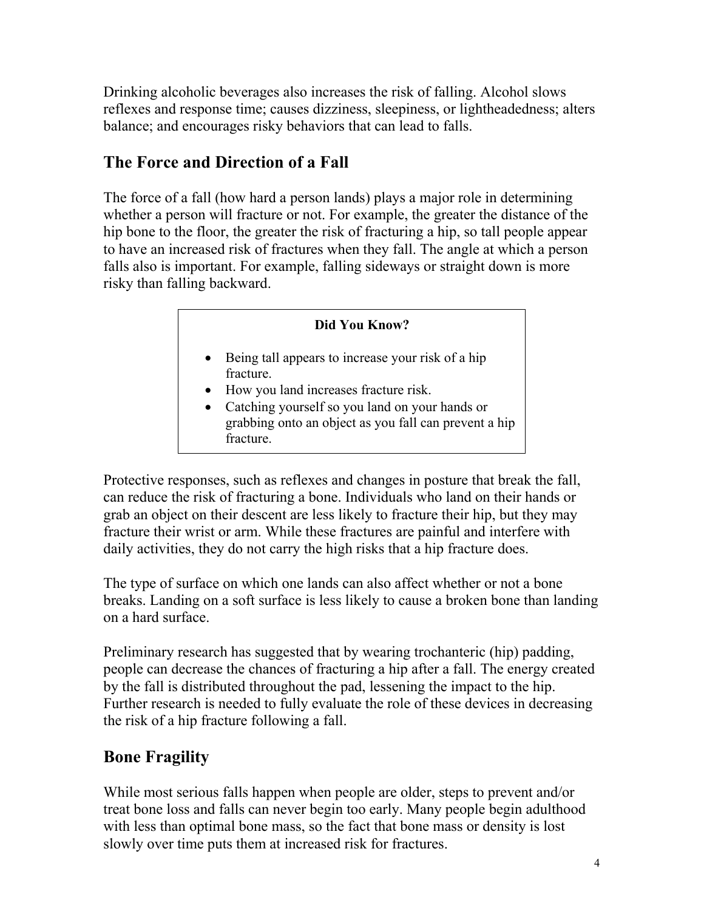Drinking alcoholic beverages also increases the risk of falling. Alcohol slows reflexes and response time; causes dizziness, sleepiness, or lightheadedness; alters balance; and encourages risky behaviors that can lead to falls.

## The Force and Direction of a Fall

The force of a fall (how hard a person lands) plays a major role in determining whether a person will fracture or not. For example, the greater the distance of the hip bone to the floor, the greater the risk of fracturing a hip, so tall people appear to have an increased risk of fractures when they fall. The angle at which a person falls also is important. For example, falling sideways or straight down is more risky than falling backward.

> **Did You Know?**
>
> - Being tall appears to increase your risk of a hip fracture.
> - How you land increases fracture risk.
> - Catching yourself so you land on your hands or grabbing onto an object as you fall can prevent a hip fracture.

Protective responses, such as reflexes and changes in posture that break the fall, can reduce the risk of fracturing a bone. Individuals who land on their hands or grab an object on their descent are less likely to fracture their hip, but they may fracture their wrist or arm. While these fractures are painful and interfere with daily activities, they do not carry the high risks that a hip fracture does.

The type of surface on which one lands can also affect whether or not a bone breaks. Landing on a soft surface is less likely to cause a broken bone than landing on a hard surface.

Preliminary research has suggested that by wearing trochanteric (hip) padding, people can decrease the chances of fracturing a hip after a fall. The energy created by the fall is distributed throughout the pad, lessening the impact to the hip. Further research is needed to fully evaluate the role of these devices in decreasing the risk of a hip fracture following a fall.

## Bone Fragility

While most serious falls happen when people are older, steps to prevent and/or treat bone loss and falls can never begin too early. Many people begin adulthood with less than optimal bone mass, so the fact that bone mass or density is lost slowly over time puts them at increased risk for fractures.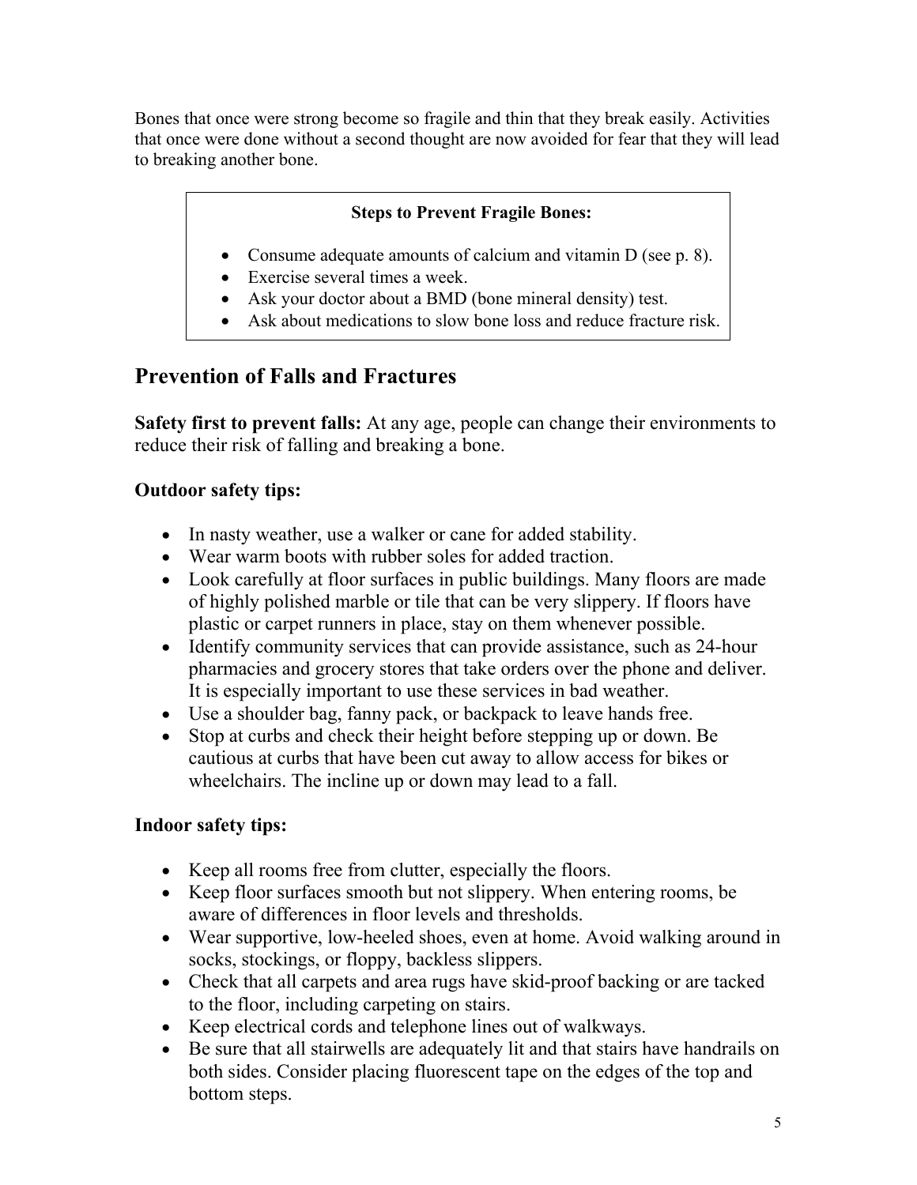Bones that once were strong become so fragile and thin that they break easily. Activities that once were done without a second thought are now avoided for fear that they will lead to breaking another bone.

**Steps to Prevent Fragile Bones:**

- Consume adequate amounts of calcium and vitamin D (see p. 8).
- Exercise several times a week.
- Ask your doctor about a BMD (bone mineral density) test.
- Ask about medications to slow bone loss and reduce fracture risk.

## Prevention of Falls and Fractures

**Safety first to prevent falls:** At any age, people can change their environments to reduce their risk of falling and breaking a bone.

**Outdoor safety tips:**

- In nasty weather, use a walker or cane for added stability.
- Wear warm boots with rubber soles for added traction.
- Look carefully at floor surfaces in public buildings. Many floors are made of highly polished marble or tile that can be very slippery. If floors have plastic or carpet runners in place, stay on them whenever possible.
- Identify community services that can provide assistance, such as 24-hour pharmacies and grocery stores that take orders over the phone and deliver. It is especially important to use these services in bad weather.
- Use a shoulder bag, fanny pack, or backpack to leave hands free.
- Stop at curbs and check their height before stepping up or down. Be cautious at curbs that have been cut away to allow access for bikes or wheelchairs. The incline up or down may lead to a fall.

**Indoor safety tips:**

- Keep all rooms free from clutter, especially the floors.
- Keep floor surfaces smooth but not slippery. When entering rooms, be aware of differences in floor levels and thresholds.
- Wear supportive, low-heeled shoes, even at home. Avoid walking around in socks, stockings, or floppy, backless slippers.
- Check that all carpets and area rugs have skid-proof backing or are tacked to the floor, including carpeting on stairs.
- Keep electrical cords and telephone lines out of walkways.
- Be sure that all stairwells are adequately lit and that stairs have handrails on both sides. Consider placing fluorescent tape on the edges of the top and bottom steps.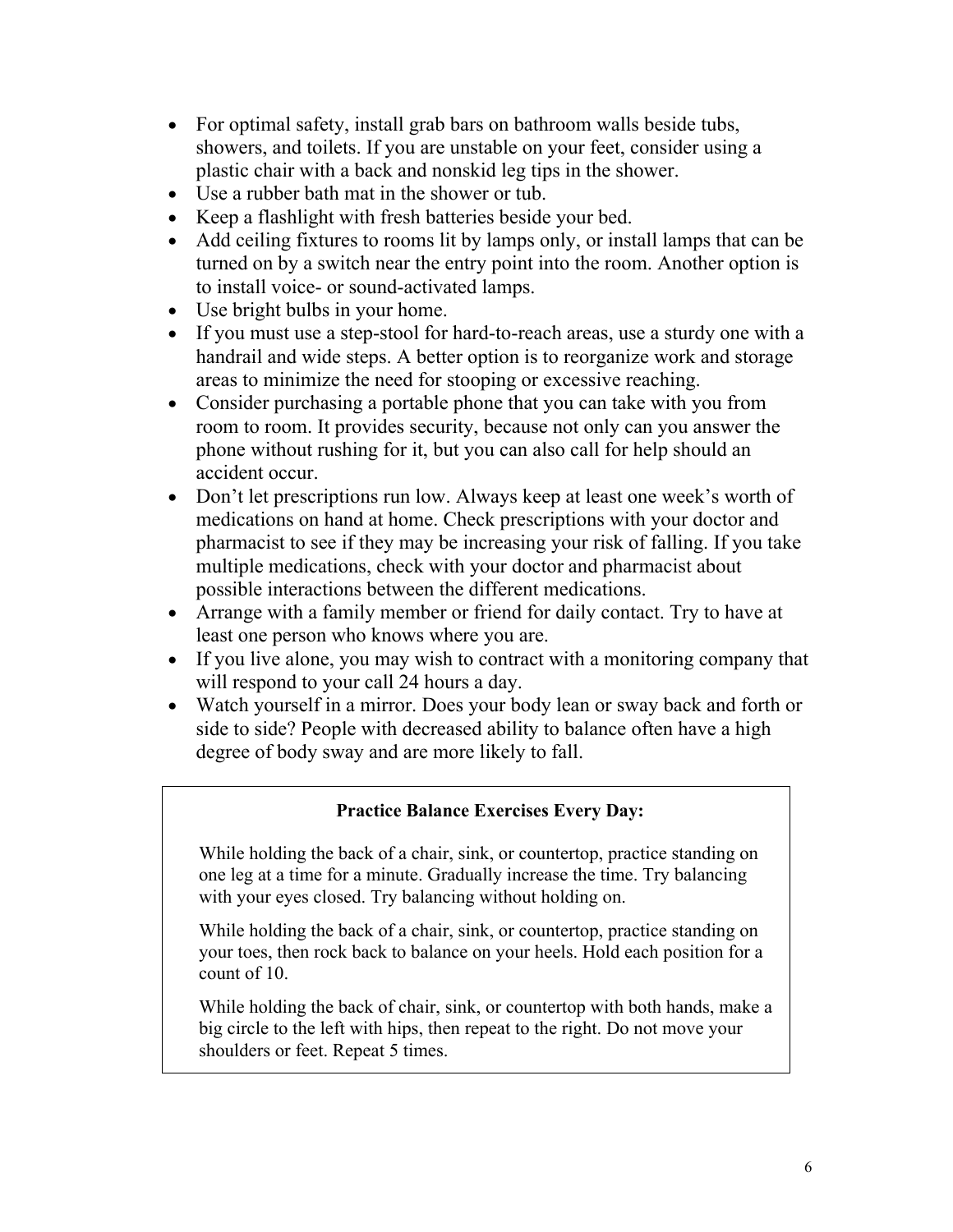- For optimal safety, install grab bars on bathroom walls beside tubs, showers, and toilets. If you are unstable on your feet, consider using a plastic chair with a back and nonskid leg tips in the shower.
- Use a rubber bath mat in the shower or tub.
- Keep a flashlight with fresh batteries beside your bed.
- Add ceiling fixtures to rooms lit by lamps only, or install lamps that can be turned on by a switch near the entry point into the room. Another option is to install voice- or sound-activated lamps.
- Use bright bulbs in your home.
- If you must use a step-stool for hard-to-reach areas, use a sturdy one with a handrail and wide steps. A better option is to reorganize work and storage areas to minimize the need for stooping or excessive reaching.
- Consider purchasing a portable phone that you can take with you from room to room. It provides security, because not only can you answer the phone without rushing for it, but you can also call for help should an accident occur.
- Don't let prescriptions run low. Always keep at least one week's worth of medications on hand at home. Check prescriptions with your doctor and pharmacist to see if they may be increasing your risk of falling. If you take multiple medications, check with your doctor and pharmacist about possible interactions between the different medications.
- Arrange with a family member or friend for daily contact. Try to have at least one person who knows where you are.
- If you live alone, you may wish to contract with a monitoring company that will respond to your call 24 hours a day.
- Watch yourself in a mirror. Does your body lean or sway back and forth or side to side? People with decreased ability to balance often have a high degree of body sway and are more likely to fall.

**Practice Balance Exercises Every Day:**

While holding the back of a chair, sink, or countertop, practice standing on one leg at a time for a minute. Gradually increase the time. Try balancing with your eyes closed. Try balancing without holding on.

While holding the back of a chair, sink, or countertop, practice standing on your toes, then rock back to balance on your heels. Hold each position for a count of 10.

While holding the back of chair, sink, or countertop with both hands, make a big circle to the left with hips, then repeat to the right. Do not move your shoulders or feet. Repeat 5 times.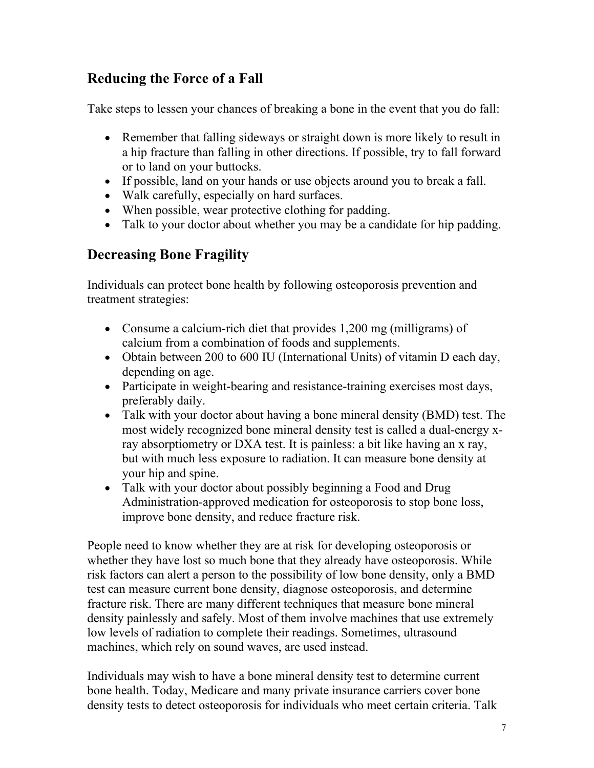## Reducing the Force of a Fall

Take steps to lessen your chances of breaking a bone in the event that you do fall:

- Remember that falling sideways or straight down is more likely to result in a hip fracture than falling in other directions. If possible, try to fall forward or to land on your buttocks.
- If possible, land on your hands or use objects around you to break a fall.
- Walk carefully, especially on hard surfaces.
- When possible, wear protective clothing for padding.
- Talk to your doctor about whether you may be a candidate for hip padding.

## Decreasing Bone Fragility

Individuals can protect bone health by following osteoporosis prevention and treatment strategies:

- Consume a calcium-rich diet that provides 1,200 mg (milligrams) of calcium from a combination of foods and supplements.
- Obtain between 200 to 600 IU (International Units) of vitamin D each day, depending on age.
- Participate in weight-bearing and resistance-training exercises most days, preferably daily.
- Talk with your doctor about having a bone mineral density (BMD) test. The most widely recognized bone mineral density test is called a dual-energy x-ray absorptiometry or DXA test. It is painless: a bit like having an x ray, but with much less exposure to radiation. It can measure bone density at your hip and spine.
- Talk with your doctor about possibly beginning a Food and Drug Administration-approved medication for osteoporosis to stop bone loss, improve bone density, and reduce fracture risk.

People need to know whether they are at risk for developing osteoporosis or whether they have lost so much bone that they already have osteoporosis. While risk factors can alert a person to the possibility of low bone density, only a BMD test can measure current bone density, diagnose osteoporosis, and determine fracture risk. There are many different techniques that measure bone mineral density painlessly and safely. Most of them involve machines that use extremely low levels of radiation to complete their readings. Sometimes, ultrasound machines, which rely on sound waves, are used instead.

Individuals may wish to have a bone mineral density test to determine current bone health. Today, Medicare and many private insurance carriers cover bone density tests to detect osteoporosis for individuals who meet certain criteria. Talk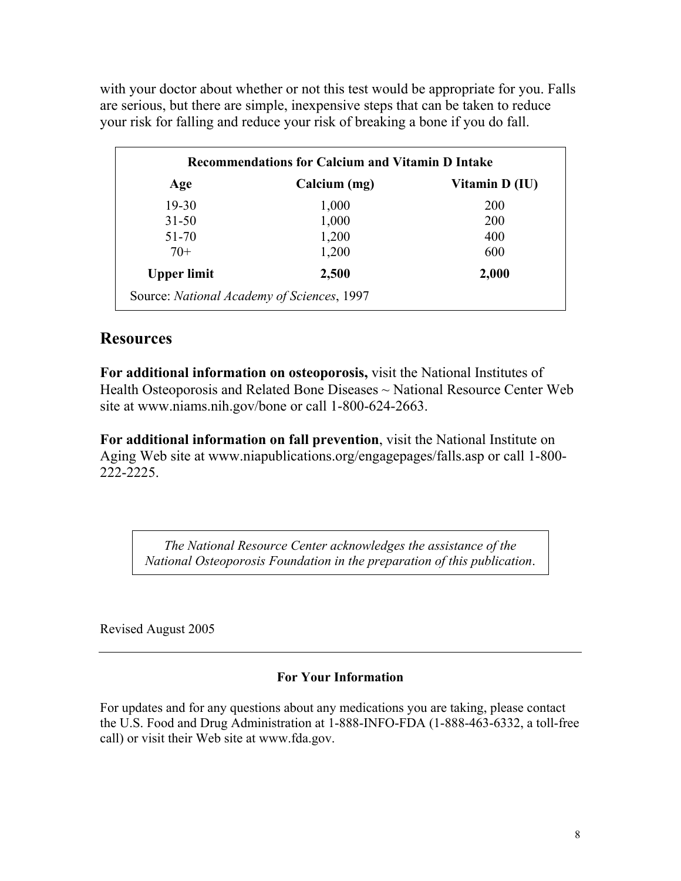with your doctor about whether or not this test would be appropriate for you. Falls are serious, but there are simple, inexpensive steps that can be taken to reduce your risk for falling and reduce your risk of breaking a bone if you do fall.

**Recommendations for Calcium and Vitamin D Intake**

| Age | Calcium (mg) | Vitamin D (IU) |
|---|---|---|
| 19-30 | 1,000 | 200 |
| 31-50 | 1,000 | 200 |
| 51-70 | 1,200 | 400 |
| 70+ | 1,200 | 600 |
| **Upper limit** | **2,500** | **2,000** |

Source: *National Academy of Sciences*, 1997

## Resources

**For additional information on osteoporosis,** visit the National Institutes of Health Osteoporosis and Related Bone Diseases ~ National Resource Center Web site at www.niams.nih.gov/bone or call 1-800-624-2663.

**For additional information on fall prevention**, visit the National Institute on Aging Web site at www.niapublications.org/engagepages/falls.asp or call 1-800-222-2225.

*The National Resource Center acknowledges the assistance of the National Osteoporosis Foundation in the preparation of this publication*.

Revised August 2005

---

**For Your Information**

For updates and for any questions about any medications you are taking, please contact the U.S. Food and Drug Administration at 1-888-INFO-FDA (1-888-463-6332, a toll-free call) or visit their Web site at www.fda.gov.